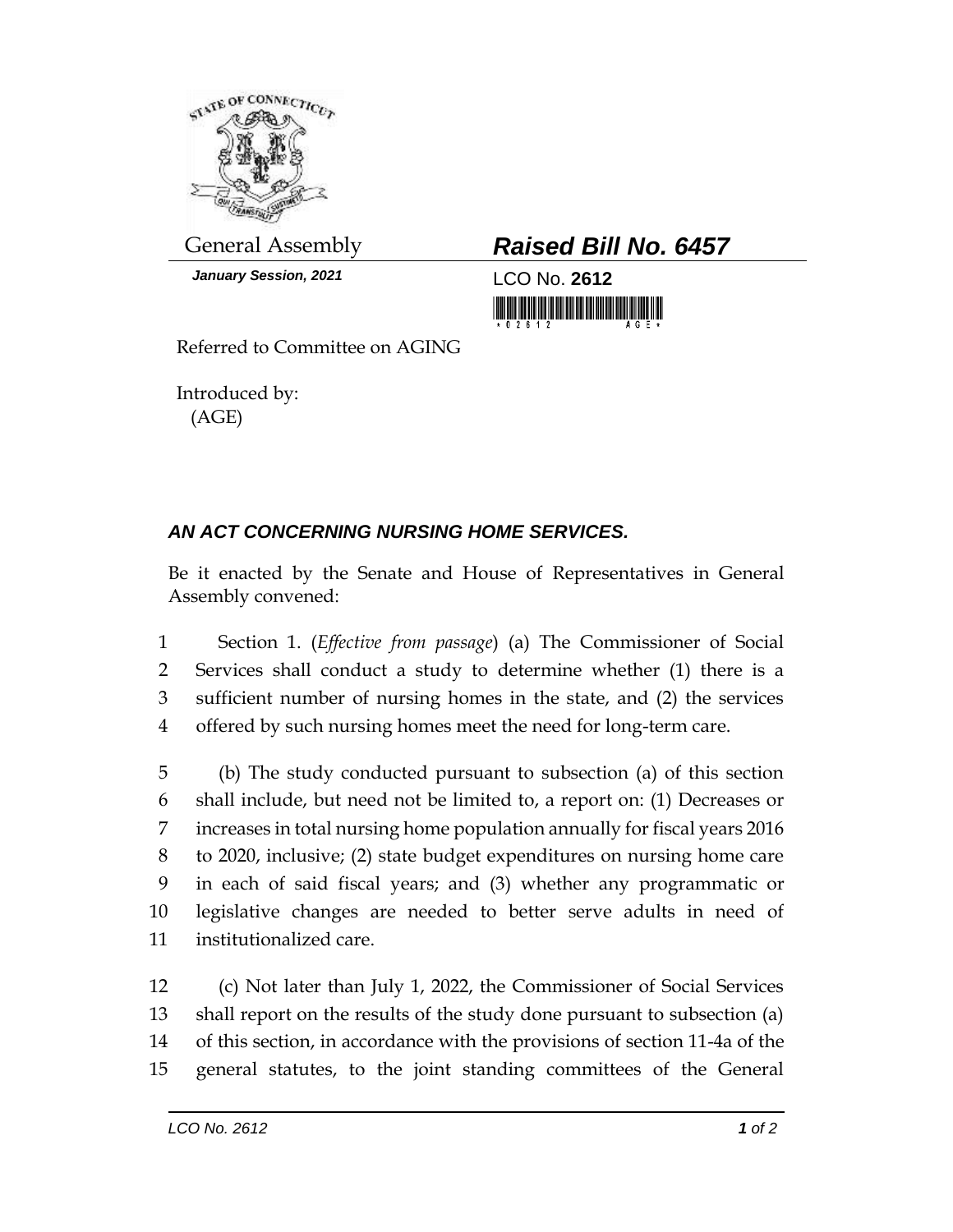General Assembly

***January Session, 2021***

## *Raised Bill No. 6457*

LCO No. **2612**

Referred to Committee on AGING

Introduced by:
(AGE)

### *AN ACT CONCERNING NURSING HOME SERVICES.*

Be it enacted by the Senate and House of Representatives in General Assembly convened:

1 Section 1. (*Effective from passage*) (a) The Commissioner of Social
2 Services shall conduct a study to determine whether (1) there is a
3 sufficient number of nursing homes in the state, and (2) the services
4 offered by such nursing homes meet the need for long-term care.

5 (b) The study conducted pursuant to subsection (a) of this section
6 shall include, but need not be limited to, a report on: (1) Decreases or
7 increases in total nursing home population annually for fiscal years 2016
8 to 2020, inclusive; (2) state budget expenditures on nursing home care
9 in each of said fiscal years; and (3) whether any programmatic or
10 legislative changes are needed to better serve adults in need of
11 institutionalized care.

12 (c) Not later than July 1, 2022, the Commissioner of Social Services
13 shall report on the results of the study done pursuant to subsection (a)
14 of this section, in accordance with the provisions of section 11-4a of the
15 general statutes, to the joint standing committees of the General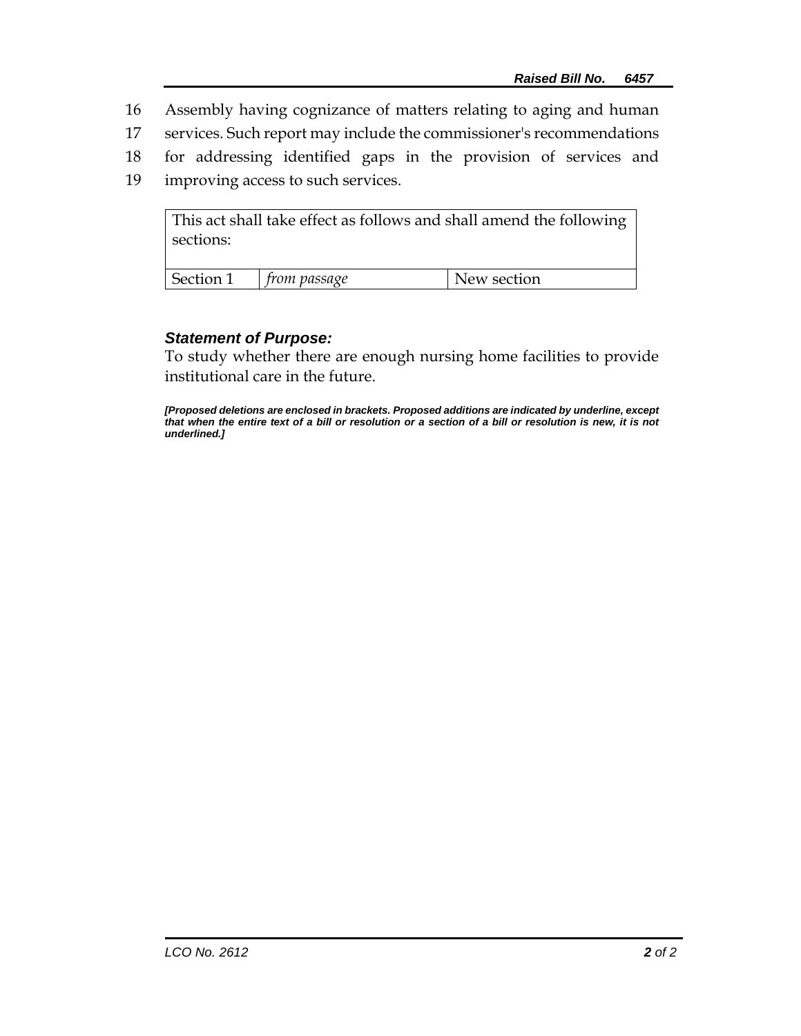16 Assembly having cognizance of matters relating to aging and human
17 services. Such report may include the commissioner's recommendations
18 for addressing identified gaps in the provision of services and
19 improving access to such services.

| This act shall take effect as follows and shall amend the following sections: | | |
|---|---|---|
| Section 1 | *from passage* | New section |

### *Statement of Purpose:*

To study whether there are enough nursing home facilities to provide institutional care in the future.

***[Proposed deletions are enclosed in brackets. Proposed additions are indicated by underline, except that when the entire text of a bill or resolution or a section of a bill or resolution is new, it is not underlined.]***